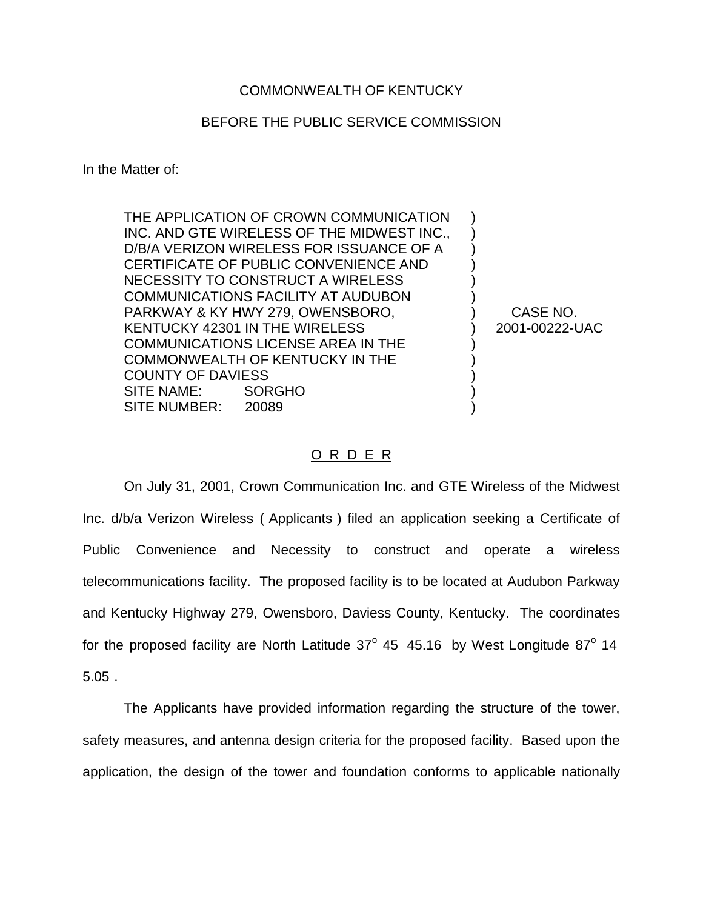COMMONWEALTH OF KENTUCKY

BEFORE THE PUBLIC SERVICE COMMISSION

In the Matter of:

| | | |
|---|---|---|
| THE APPLICATION OF CROWN COMMUNICATION INC. AND GTE WIRELESS OF THE MIDWEST INC., D/B/A VERIZON WIRELESS FOR ISSUANCE OF A CERTIFICATE OF PUBLIC CONVENIENCE AND NECESSITY TO CONSTRUCT A WIRELESS COMMUNICATIONS FACILITY AT AUDUBON PARKWAY & KY HWY 279, OWENSBORO, KENTUCKY 42301 IN THE WIRELESS COMMUNICATIONS LICENSE AREA IN THE COMMONWEALTH OF KENTUCKY IN THE COUNTY OF DAVIESS<br>SITE NAME: SORGHO<br>SITE NUMBER: 20089 | ) | CASE NO. 2001-00222-UAC |

O R D E R

On July 31, 2001, Crown Communication Inc. and GTE Wireless of the Midwest Inc. d/b/a Verizon Wireless ( Applicants ) filed an application seeking a Certificate of Public Convenience and Necessity to construct and operate a wireless telecommunications facility. The proposed facility is to be located at Audubon Parkway and Kentucky Highway 279, Owensboro, Daviess County, Kentucky. The coordinates for the proposed facility are North Latitude 37$^{o}$ 45 45.16 by West Longitude 87$^{o}$ 14 5.05 .

The Applicants have provided information regarding the structure of the tower, safety measures, and antenna design criteria for the proposed facility. Based upon the application, the design of the tower and foundation conforms to applicable nationally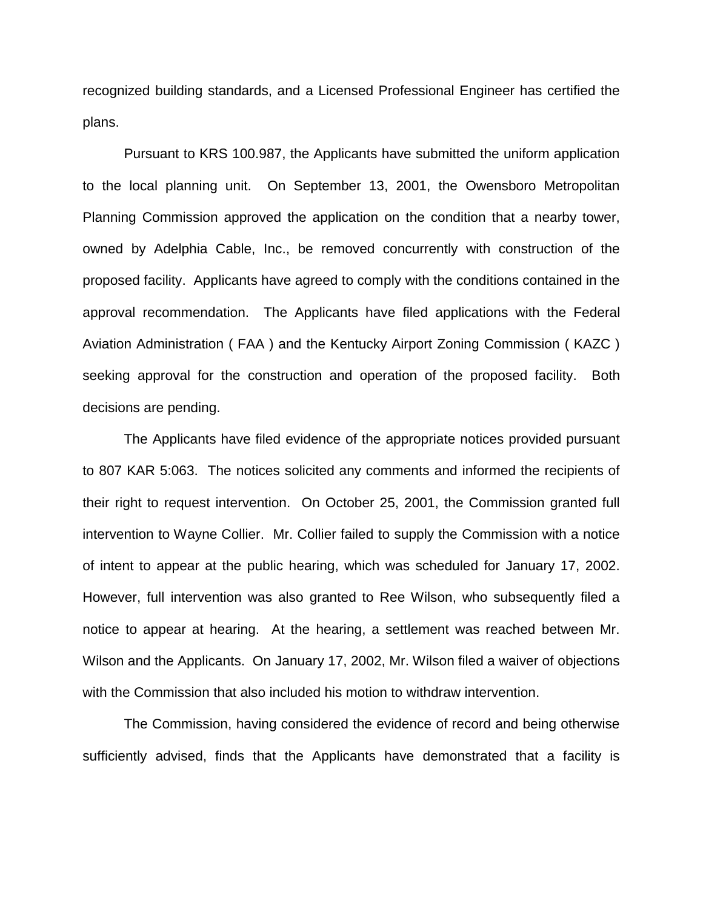recognized building standards, and a Licensed Professional Engineer has certified the plans.

Pursuant to KRS 100.987, the Applicants have submitted the uniform application to the local planning unit. On September 13, 2001, the Owensboro Metropolitan Planning Commission approved the application on the condition that a nearby tower, owned by Adelphia Cable, Inc., be removed concurrently with construction of the proposed facility. Applicants have agreed to comply with the conditions contained in the approval recommendation. The Applicants have filed applications with the Federal Aviation Administration ( FAA ) and the Kentucky Airport Zoning Commission ( KAZC ) seeking approval for the construction and operation of the proposed facility. Both decisions are pending.

The Applicants have filed evidence of the appropriate notices provided pursuant to 807 KAR 5:063. The notices solicited any comments and informed the recipients of their right to request intervention. On October 25, 2001, the Commission granted full intervention to Wayne Collier. Mr. Collier failed to supply the Commission with a notice of intent to appear at the public hearing, which was scheduled for January 17, 2002. However, full intervention was also granted to Ree Wilson, who subsequently filed a notice to appear at hearing. At the hearing, a settlement was reached between Mr. Wilson and the Applicants. On January 17, 2002, Mr. Wilson filed a waiver of objections with the Commission that also included his motion to withdraw intervention.

The Commission, having considered the evidence of record and being otherwise sufficiently advised, finds that the Applicants have demonstrated that a facility is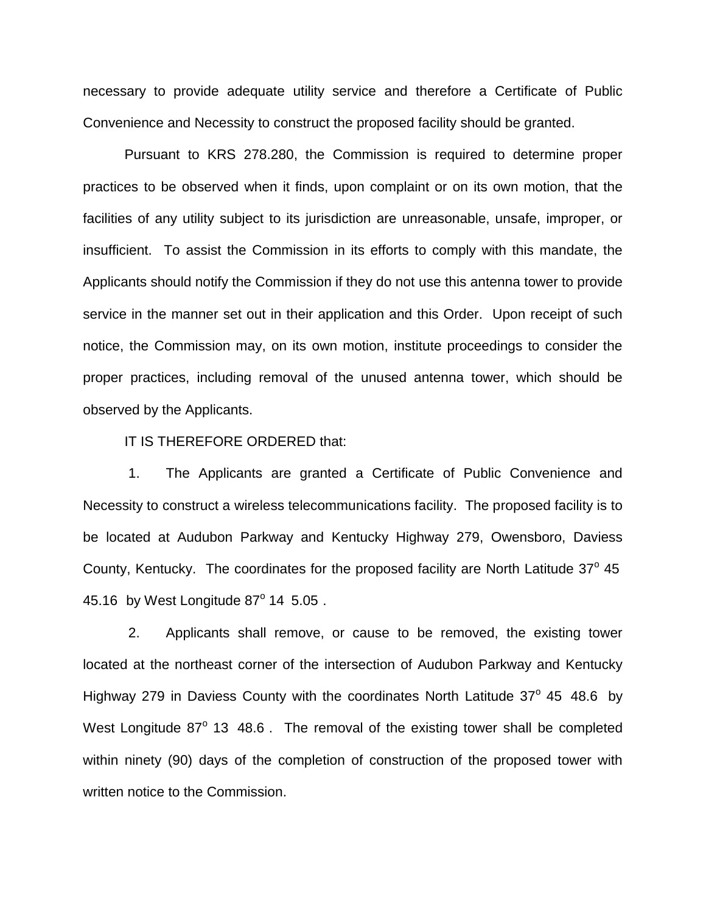necessary to provide adequate utility service and therefore a Certificate of Public Convenience and Necessity to construct the proposed facility should be granted.

Pursuant to KRS 278.280, the Commission is required to determine proper practices to be observed when it finds, upon complaint or on its own motion, that the facilities of any utility subject to its jurisdiction are unreasonable, unsafe, improper, or insufficient. To assist the Commission in its efforts to comply with this mandate, the Applicants should notify the Commission if they do not use this antenna tower to provide service in the manner set out in their application and this Order. Upon receipt of such notice, the Commission may, on its own motion, institute proceedings to consider the proper practices, including removal of the unused antenna tower, which should be observed by the Applicants.

IT IS THEREFORE ORDERED that:

1. The Applicants are granted a Certificate of Public Convenience and Necessity to construct a wireless telecommunications facility. The proposed facility is to be located at Audubon Parkway and Kentucky Highway 279, Owensboro, Daviess County, Kentucky. The coordinates for the proposed facility are North Latitude 37° 45 45.16 by West Longitude 87° 14 5.05 .

2. Applicants shall remove, or cause to be removed, the existing tower located at the northeast corner of the intersection of Audubon Parkway and Kentucky Highway 279 in Daviess County with the coordinates North Latitude 37° 45 48.6 by West Longitude 87° 13 48.6 . The removal of the existing tower shall be completed within ninety (90) days of the completion of construction of the proposed tower with written notice to the Commission.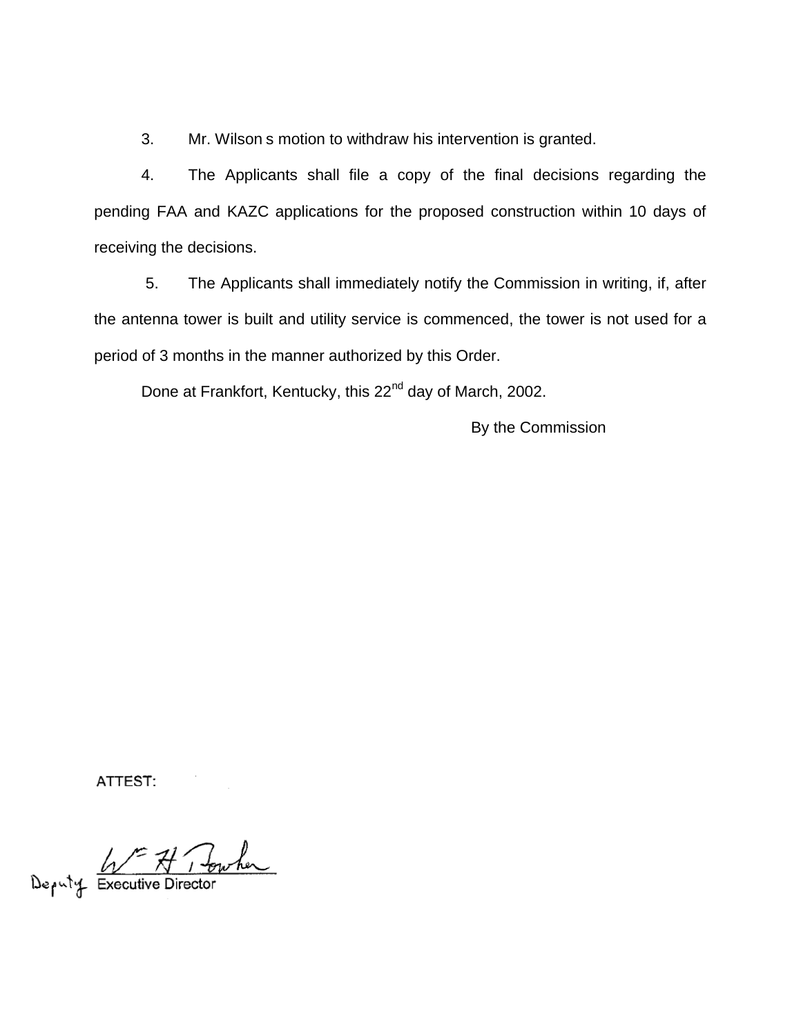3. Mr. Wilson s motion to withdraw his intervention is granted.

4. The Applicants shall file a copy of the final decisions regarding the pending FAA and KAZC applications for the proposed construction within 10 days of receiving the decisions.

5. The Applicants shall immediately notify the Commission in writing, if, after the antenna tower is built and utility service is commenced, the tower is not used for a period of 3 months in the manner authorized by this Order.

Done at Frankfort, Kentucky, this 22nd day of March, 2002.

By the Commission

ATTEST:

Deputy Executive Director